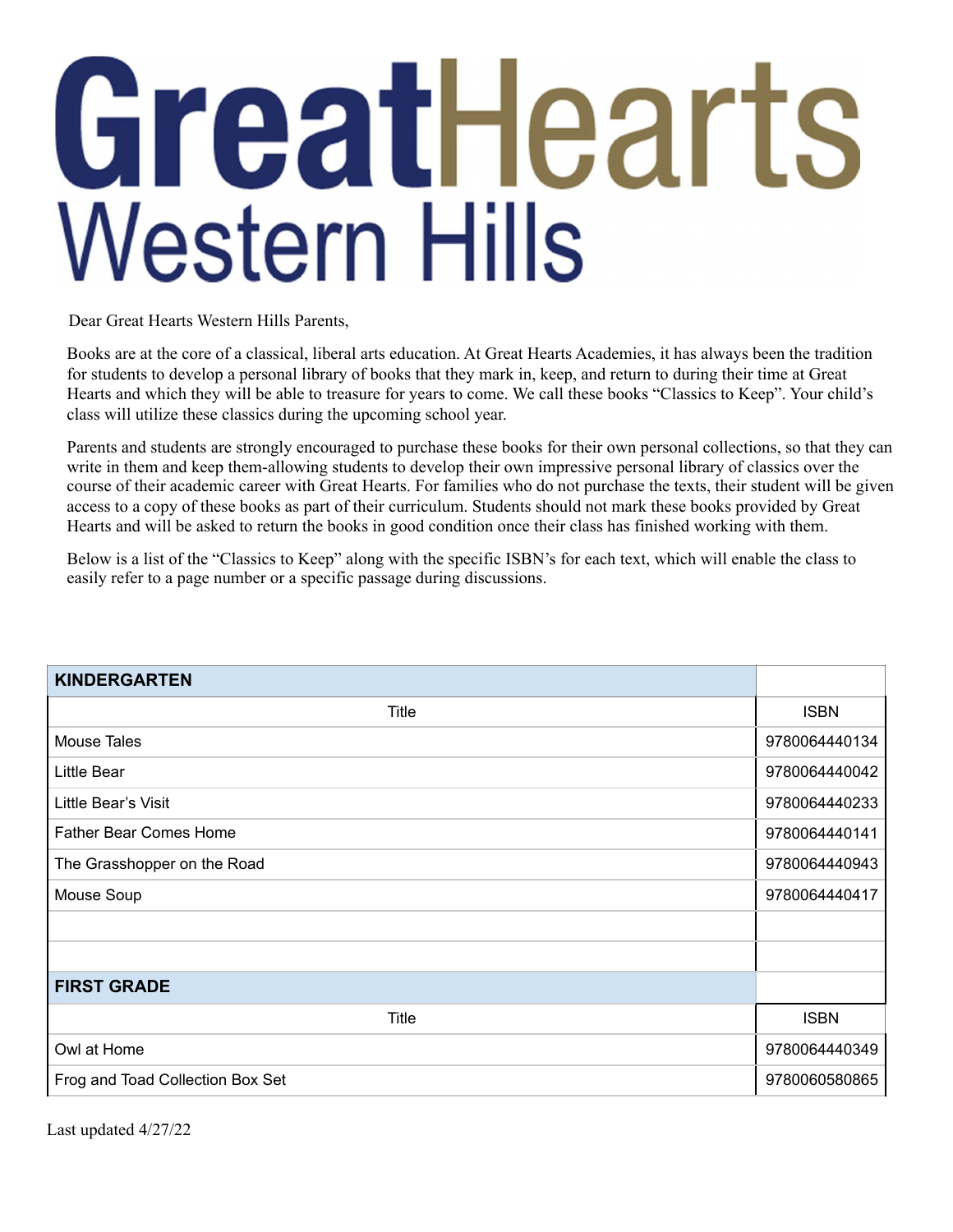# GreatHearts Western Hills

Dear Great Hearts Western Hills Parents,

Books are at the core of a classical, liberal arts education. At Great Hearts Academies, it has always been the tradition for students to develop a personal library of books that they mark in, keep, and return to during their time at Great Hearts and which they will be able to treasure for years to come. We call these books "Classics to Keep". Your child's class will utilize these classics during the upcoming school year.

Parents and students are strongly encouraged to purchase these books for their own personal collections, so that they can write in them and keep them-allowing students to develop their own impressive personal library of classics over the course of their academic career with Great Hearts. For families who do not purchase the texts, their student will be given access to a copy of these books as part of their curriculum. Students should not mark these books provided by Great Hearts and will be asked to return the books in good condition once their class has finished working with them.

Below is a list of the "Classics to Keep" along with the specific ISBN's for each text, which will enable the class to easily refer to a page number or a specific passage during discussions.

| **KINDERGARTEN** | |
|---|---|
| Title | ISBN |
| Mouse Tales | 9780064440134 |
| Little Bear | 9780064440042 |
| Little Bear's Visit | 9780064440233 |
| Father Bear Comes Home | 9780064440141 |
| The Grasshopper on the Road | 9780064440943 |
| Mouse Soup | 9780064440417 |
| | |
| | |
| **FIRST GRADE** | |
| Title | ISBN |
| Owl at Home | 9780064440349 |
| Frog and Toad Collection Box Set | 9780060580865 |

Last updated 4/27/22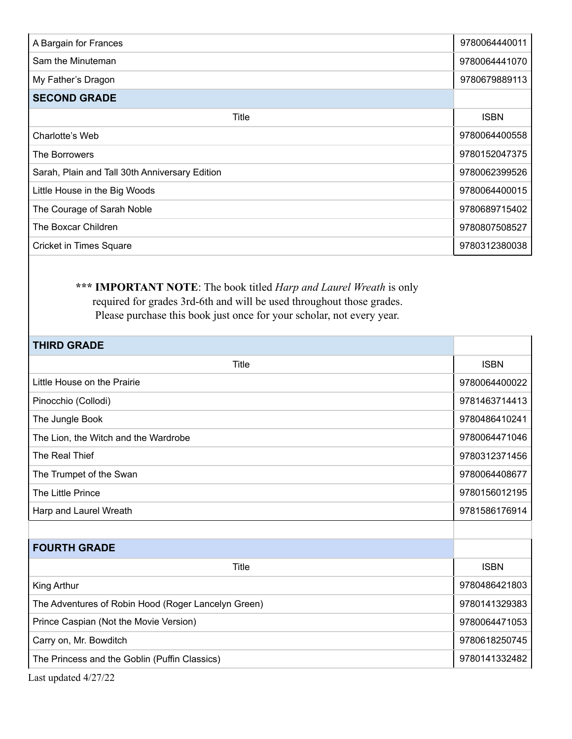| | |
|---|---|
| A Bargain for Frances | 9780064440011 |
| Sam the Minuteman | 9780064441070 |
| My Father's Dragon | 9780679889113 |

| **SECOND GRADE** | |
|---|---|
| Title | ISBN |
| Charlotte's Web | 9780064400558 |
| The Borrowers | 9780152047375 |
| Sarah, Plain and Tall 30th Anniversary Edition | 9780062399526 |
| Little House in the Big Woods | 9780064400015 |
| The Courage of Sarah Noble | 9780689715402 |
| The Boxcar Children | 9780807508527 |
| Cricket in Times Square | 9780312380038 |

**\*\*\* IMPORTANT NOTE**: The book titled *Harp and Laurel Wreath* is only required for grades 3rd-6th and will be used throughout those grades. Please purchase this book just once for your scholar, not every year.

| **THIRD GRADE** | |
|---|---|
| Title | ISBN |
| Little House on the Prairie | 9780064400022 |
| Pinocchio (Collodi) | 9781463714413 |
| The Jungle Book | 9780486410241 |
| The Lion, the Witch and the Wardrobe | 9780064471046 |
| The Real Thief | 9780312371456 |
| The Trumpet of the Swan | 9780064408677 |
| The Little Prince | 9780156012195 |
| Harp and Laurel Wreath | 9781586176914 |

| **FOURTH GRADE** | |
|---|---|
| Title | ISBN |
| King Arthur | 9780486421803 |
| The Adventures of Robin Hood (Roger Lancelyn Green) | 9780141329383 |
| Prince Caspian (Not the Movie Version) | 9780064471053 |
| Carry on, Mr. Bowditch | 9780618250745 |
| The Princess and the Goblin (Puffin Classics) | 9780141332482 |

Last updated 4/27/22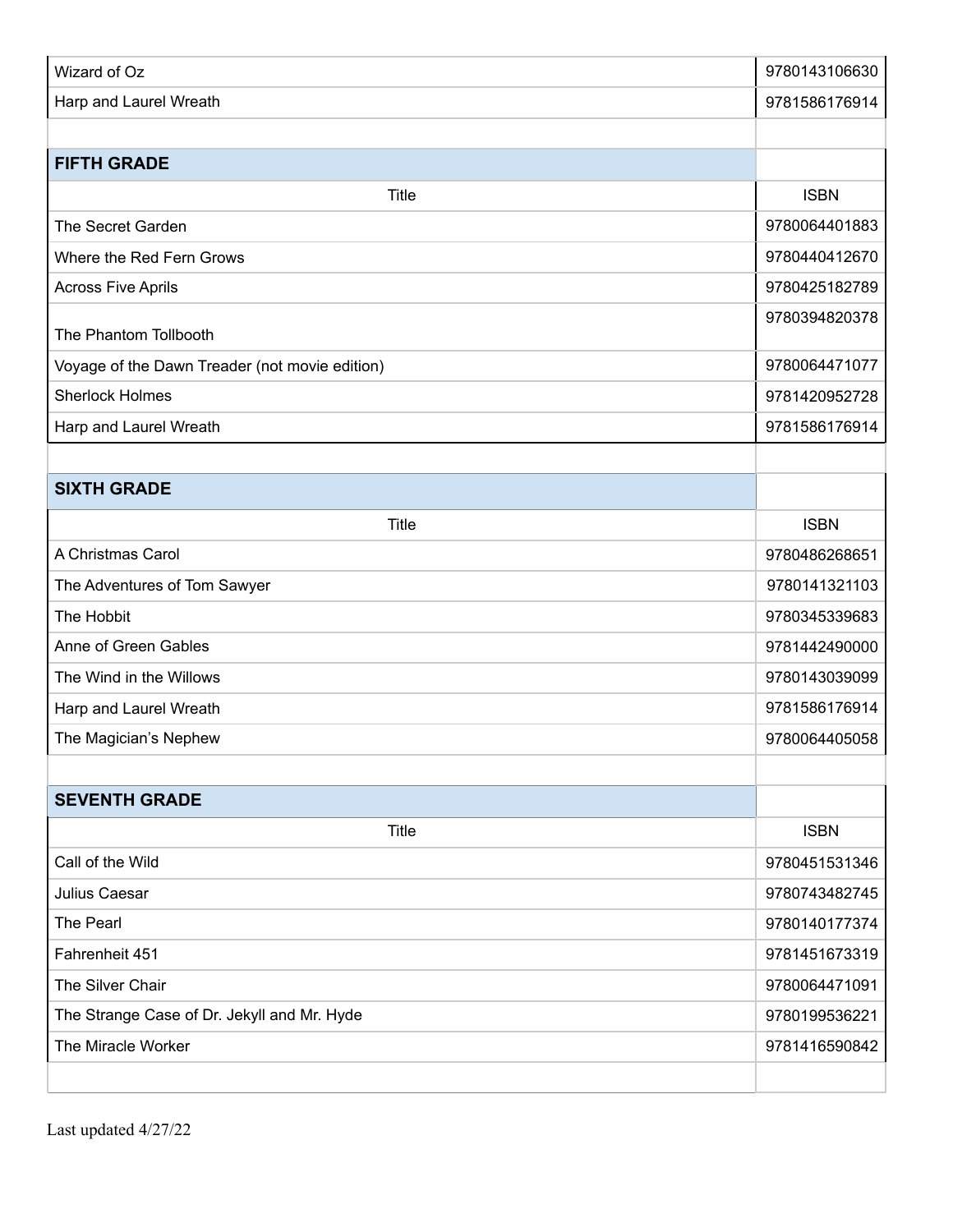| | |
|---|---|
| Wizard of Oz | 9780143106630 |
| Harp and Laurel Wreath | 9781586176914 |

## FIFTH GRADE

| Title | ISBN |
|---|---|
| The Secret Garden | 9780064401883 |
| Where the Red Fern Grows | 9780440412670 |
| Across Five Aprils | 9780425182789 |
| The Phantom Tollbooth | 9780394820378 |
| Voyage of the Dawn Treader (not movie edition) | 9780064471077 |
| Sherlock Holmes | 9781420952728 |
| Harp and Laurel Wreath | 9781586176914 |

## SIXTH GRADE

| Title | ISBN |
|---|---|
| A Christmas Carol | 9780486268651 |
| The Adventures of Tom Sawyer | 9780141321103 |
| The Hobbit | 9780345339683 |
| Anne of Green Gables | 9781442490000 |
| The Wind in the Willows | 9780143039099 |
| Harp and Laurel Wreath | 9781586176914 |
| The Magician's Nephew | 9780064405058 |

## SEVENTH GRADE

| Title | ISBN |
|---|---|
| Call of the Wild | 9780451531346 |
| Julius Caesar | 9780743482745 |
| The Pearl | 9780140177374 |
| Fahrenheit 451 | 9781451673319 |
| The Silver Chair | 9780064471091 |
| The Strange Case of Dr. Jekyll and Mr. Hyde | 9780199536221 |
| The Miracle Worker | 9781416590842 |

Last updated 4/27/22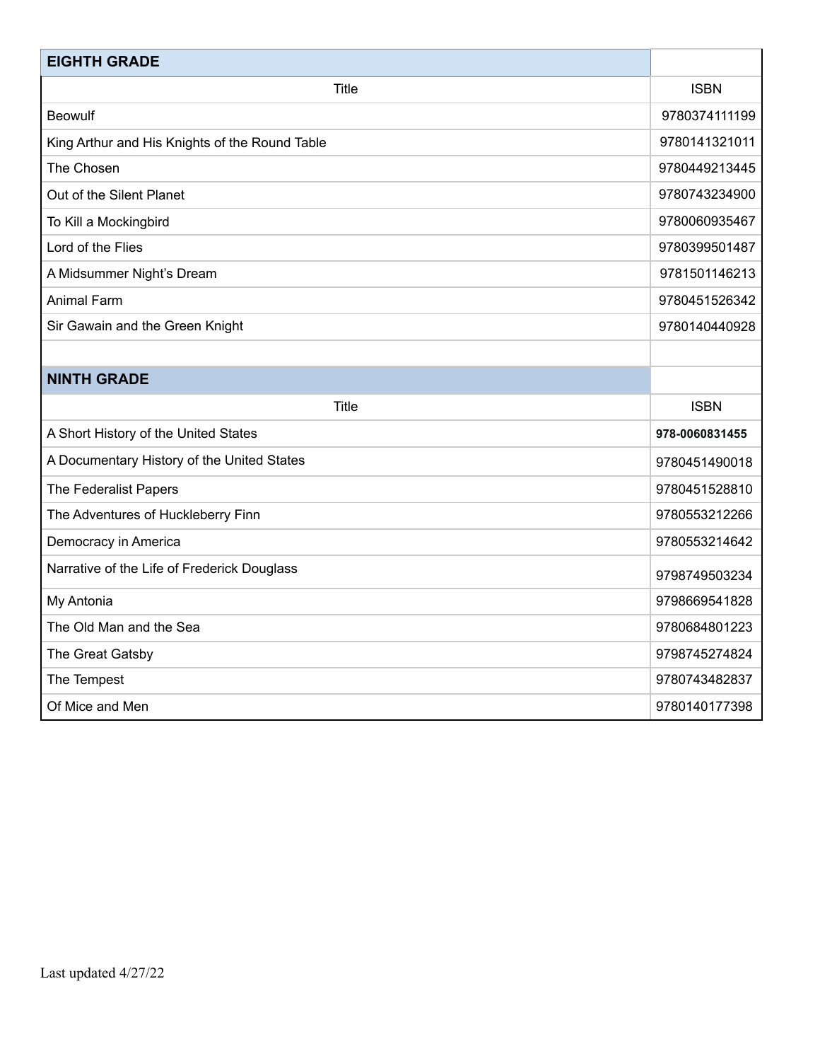| EIGHTH GRADE | |
|---|---|
| Title | ISBN |
| Beowulf | 9780374111199 |
| King Arthur and His Knights of the Round Table | 9780141321011 |
| The Chosen | 9780449213445 |
| Out of the Silent Planet | 9780743234900 |
| To Kill a Mockingbird | 9780060935467 |
| Lord of the Flies | 9780399501487 |
| A Midsummer Night's Dream | 9781501146213 |
| Animal Farm | 9780451526342 |
| Sir Gawain and the Green Knight | 9780140440928 |
| | |
| **NINTH GRADE** | |
| Title | ISBN |
| A Short History of the United States | **978-0060831455** |
| A Documentary History of the United States | 9780451490018 |
| The Federalist Papers | 9780451528810 |
| The Adventures of Huckleberry Finn | 9780553212266 |
| Democracy in America | 9780553214642 |
| Narrative of the Life of Frederick Douglass | 9798749503234 |
| My Antonia | 9798669541828 |
| The Old Man and the Sea | 9780684801223 |
| The Great Gatsby | 9798745274824 |
| The Tempest | 9780743482837 |
| Of Mice and Men | 9780140177398 |

Last updated 4/27/22